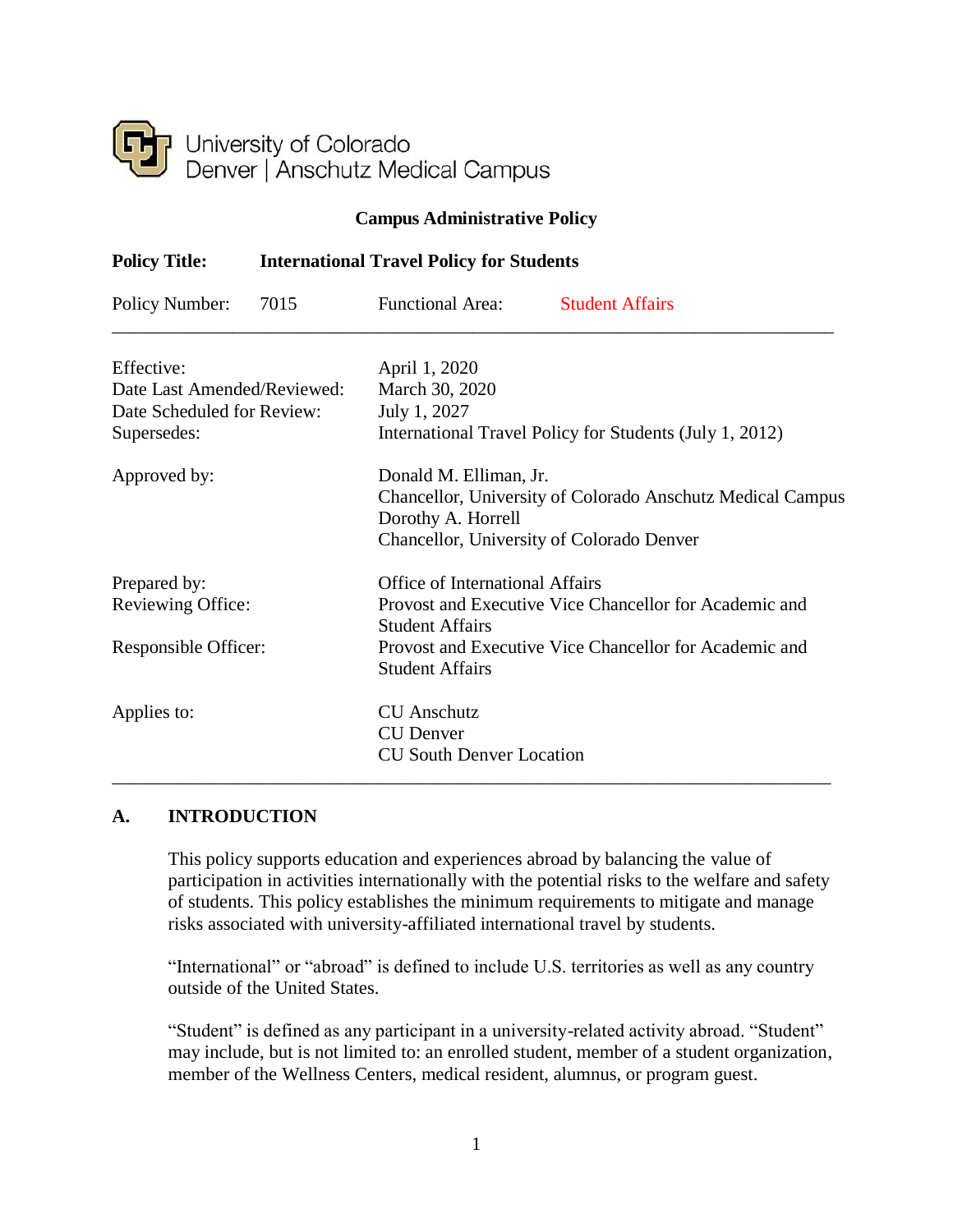University of Colorado
Denver | Anschutz Medical Campus

**Campus Administrative Policy**

**Policy Title:** **International Travel Policy for Students**

| | | | |
|---|---|---|---|
| Policy Number: | 7015 | Functional Area: | Student Affairs |

| | |
|---|---|
| Effective: | April 1, 2020 |
| Date Last Amended/Reviewed: | March 30, 2020 |
| Date Scheduled for Review: | July 1, 2027 |
| Supersedes: | International Travel Policy for Students (July 1, 2012) |
| Approved by: | Donald M. Elliman, Jr.<br>Chancellor, University of Colorado Anschutz Medical Campus<br>Dorothy A. Horrell<br>Chancellor, University of Colorado Denver |
| Prepared by: | Office of International Affairs |
| Reviewing Office: | Provost and Executive Vice Chancellor for Academic and Student Affairs |
| Responsible Officer: | Provost and Executive Vice Chancellor for Academic and Student Affairs |
| Applies to: | CU Anschutz<br>CU Denver<br>CU South Denver Location |

## A. INTRODUCTION

This policy supports education and experiences abroad by balancing the value of participation in activities internationally with the potential risks to the welfare and safety of students. This policy establishes the minimum requirements to mitigate and manage risks associated with university-affiliated international travel by students.

"International" or "abroad" is defined to include U.S. territories as well as any country outside of the United States.

"Student" is defined as any participant in a university-related activity abroad. "Student" may include, but is not limited to: an enrolled student, member of a student organization, member of the Wellness Centers, medical resident, alumnus, or program guest.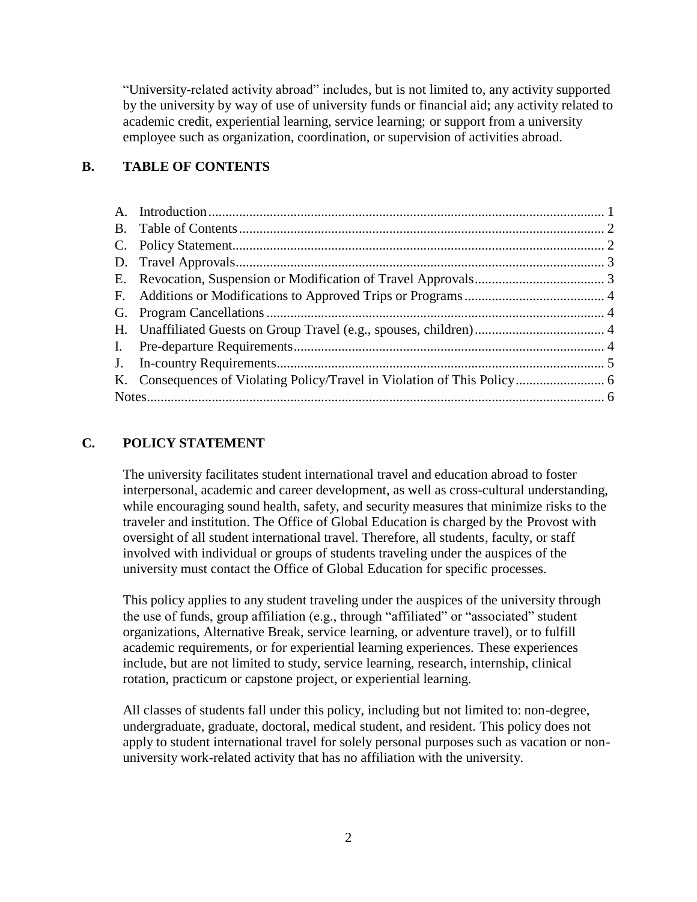"University-related activity abroad" includes, but is not limited to, any activity supported by the university by way of use of university funds or financial aid; any activity related to academic credit, experiential learning, service learning; or support from a university employee such as organization, coordination, or supervision of activities abroad.

## B. TABLE OF CONTENTS

| | | |
|---|---|---|
| A. | Introduction | 1 |
| B. | Table of Contents | 2 |
| C. | Policy Statement | 2 |
| D. | Travel Approvals | 3 |
| E. | Revocation, Suspension or Modification of Travel Approvals | 3 |
| F. | Additions or Modifications to Approved Trips or Programs | 4 |
| G. | Program Cancellations | 4 |
| H. | Unaffiliated Guests on Group Travel (e.g., spouses, children) | 4 |
| I. | Pre-departure Requirements | 4 |
| J. | In-country Requirements | 5 |
| K. | Consequences of Violating Policy/Travel in Violation of This Policy | 6 |
| Notes | | 6 |

## C. POLICY STATEMENT

The university facilitates student international travel and education abroad to foster interpersonal, academic and career development, as well as cross-cultural understanding, while encouraging sound health, safety, and security measures that minimize risks to the traveler and institution. The Office of Global Education is charged by the Provost with oversight of all student international travel. Therefore, all students, faculty, or staff involved with individual or groups of students traveling under the auspices of the university must contact the Office of Global Education for specific processes.

This policy applies to any student traveling under the auspices of the university through the use of funds, group affiliation (e.g., through "affiliated" or "associated" student organizations, Alternative Break, service learning, or adventure travel), or to fulfill academic requirements, or for experiential learning experiences. These experiences include, but are not limited to study, service learning, research, internship, clinical rotation, practicum or capstone project, or experiential learning.

All classes of students fall under this policy, including but not limited to: non-degree, undergraduate, graduate, doctoral, medical student, and resident. This policy does not apply to student international travel for solely personal purposes such as vacation or non-university work-related activity that has no affiliation with the university.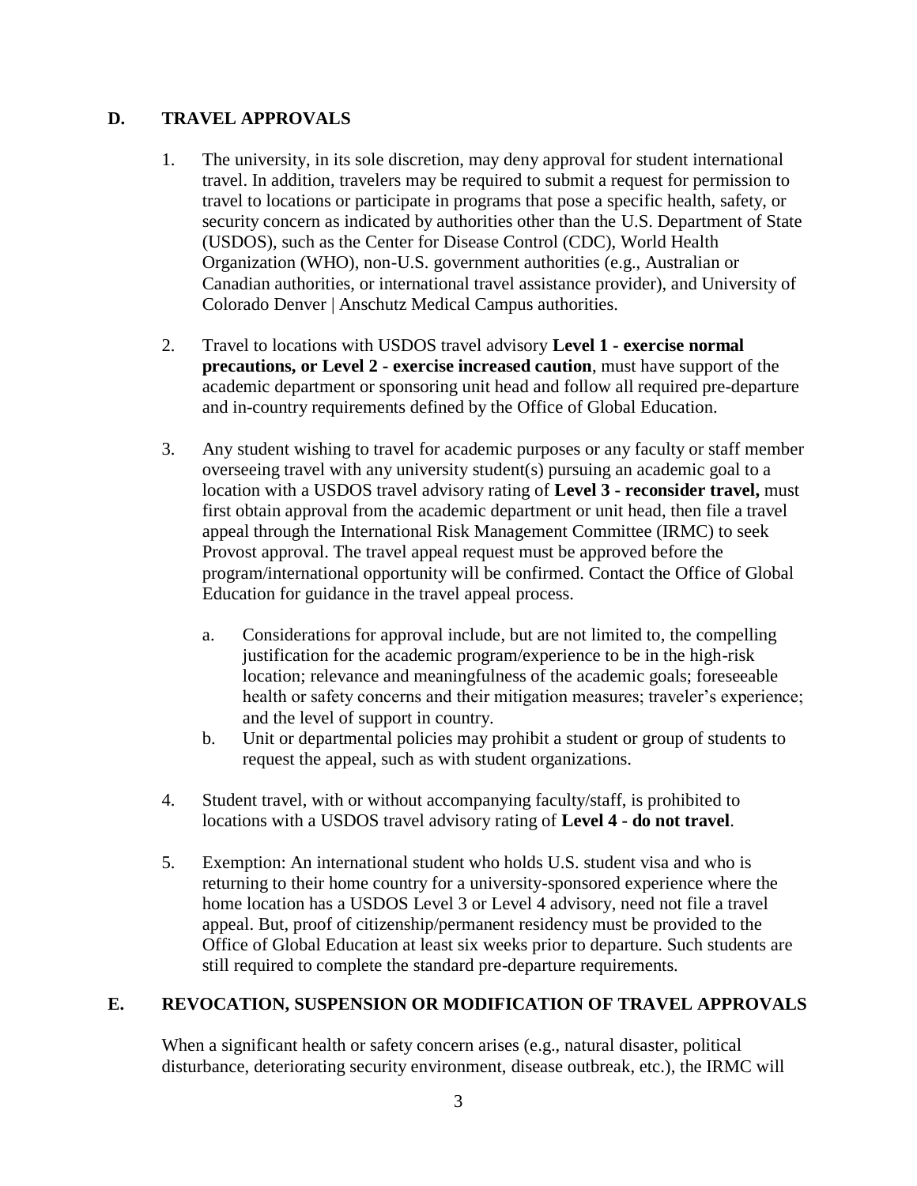## D. TRAVEL APPROVALS

1. The university, in its sole discretion, may deny approval for student international travel. In addition, travelers may be required to submit a request for permission to travel to locations or participate in programs that pose a specific health, safety, or security concern as indicated by authorities other than the U.S. Department of State (USDOS), such as the Center for Disease Control (CDC), World Health Organization (WHO), non-U.S. government authorities (e.g., Australian or Canadian authorities, or international travel assistance provider), and University of Colorado Denver | Anschutz Medical Campus authorities.

2. Travel to locations with USDOS travel advisory **Level 1 - exercise normal precautions, or Level 2 - exercise increased caution**, must have support of the academic department or sponsoring unit head and follow all required pre-departure and in-country requirements defined by the Office of Global Education.

3. Any student wishing to travel for academic purposes or any faculty or staff member overseeing travel with any university student(s) pursuing an academic goal to a location with a USDOS travel advisory rating of **Level 3 - reconsider travel,** must first obtain approval from the academic department or unit head, then file a travel appeal through the International Risk Management Committee (IRMC) to seek Provost approval. The travel appeal request must be approved before the program/international opportunity will be confirmed. Contact the Office of Global Education for guidance in the travel appeal process.

   a. Considerations for approval include, but are not limited to, the compelling justification for the academic program/experience to be in the high-risk location; relevance and meaningfulness of the academic goals; foreseeable health or safety concerns and their mitigation measures; traveler's experience; and the level of support in country.

   b. Unit or departmental policies may prohibit a student or group of students to request the appeal, such as with student organizations.

4. Student travel, with or without accompanying faculty/staff, is prohibited to locations with a USDOS travel advisory rating of **Level 4 - do not travel**.

5. Exemption: An international student who holds U.S. student visa and who is returning to their home country for a university-sponsored experience where the home location has a USDOS Level 3 or Level 4 advisory, need not file a travel appeal. But, proof of citizenship/permanent residency must be provided to the Office of Global Education at least six weeks prior to departure. Such students are still required to complete the standard pre-departure requirements.

## E. REVOCATION, SUSPENSION OR MODIFICATION OF TRAVEL APPROVALS

When a significant health or safety concern arises (e.g., natural disaster, political disturbance, deteriorating security environment, disease outbreak, etc.), the IRMC will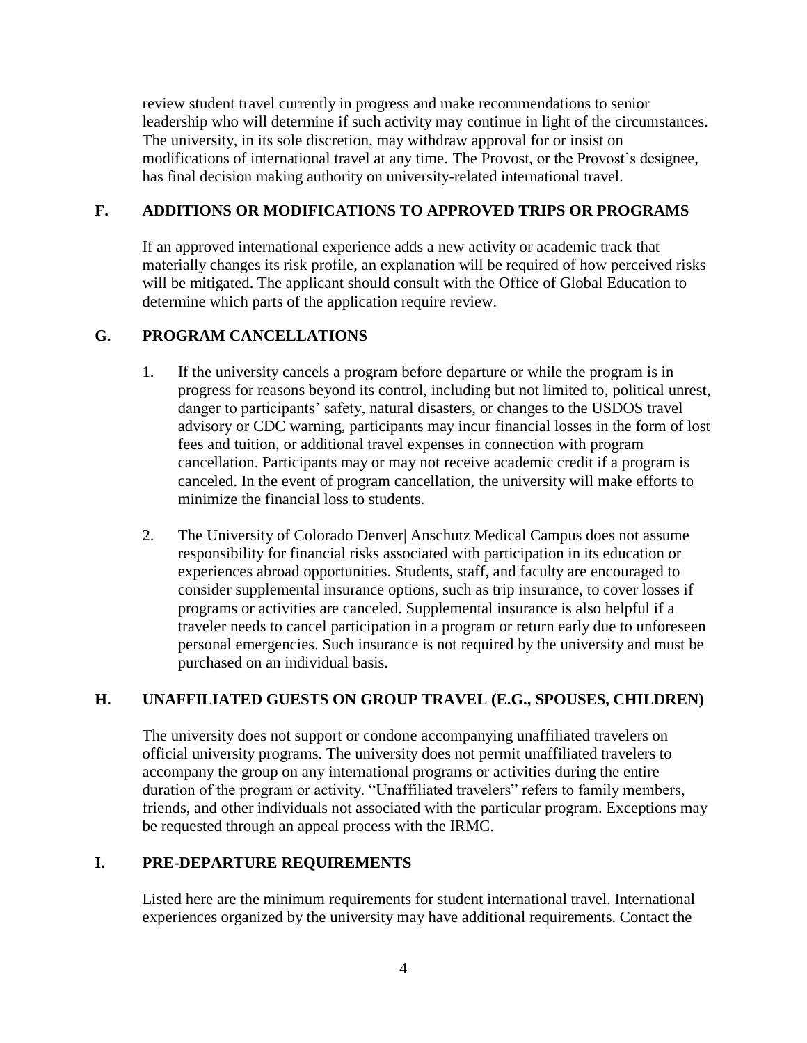review student travel currently in progress and make recommendations to senior leadership who will determine if such activity may continue in light of the circumstances. The university, in its sole discretion, may withdraw approval for or insist on modifications of international travel at any time. The Provost, or the Provost's designee, has final decision making authority on university-related international travel.

## F. ADDITIONS OR MODIFICATIONS TO APPROVED TRIPS OR PROGRAMS

If an approved international experience adds a new activity or academic track that materially changes its risk profile, an explanation will be required of how perceived risks will be mitigated. The applicant should consult with the Office of Global Education to determine which parts of the application require review.

## G. PROGRAM CANCELLATIONS

1. If the university cancels a program before departure or while the program is in progress for reasons beyond its control, including but not limited to, political unrest, danger to participants' safety, natural disasters, or changes to the USDOS travel advisory or CDC warning, participants may incur financial losses in the form of lost fees and tuition, or additional travel expenses in connection with program cancellation. Participants may or may not receive academic credit if a program is canceled. In the event of program cancellation, the university will make efforts to minimize the financial loss to students.

2. The University of Colorado Denver| Anschutz Medical Campus does not assume responsibility for financial risks associated with participation in its education or experiences abroad opportunities. Students, staff, and faculty are encouraged to consider supplemental insurance options, such as trip insurance, to cover losses if programs or activities are canceled. Supplemental insurance is also helpful if a traveler needs to cancel participation in a program or return early due to unforeseen personal emergencies. Such insurance is not required by the university and must be purchased on an individual basis.

## H. UNAFFILIATED GUESTS ON GROUP TRAVEL (E.G., SPOUSES, CHILDREN)

The university does not support or condone accompanying unaffiliated travelers on official university programs. The university does not permit unaffiliated travelers to accompany the group on any international programs or activities during the entire duration of the program or activity. "Unaffiliated travelers" refers to family members, friends, and other individuals not associated with the particular program. Exceptions may be requested through an appeal process with the IRMC.

## I. PRE-DEPARTURE REQUIREMENTS

Listed here are the minimum requirements for student international travel. International experiences organized by the university may have additional requirements. Contact the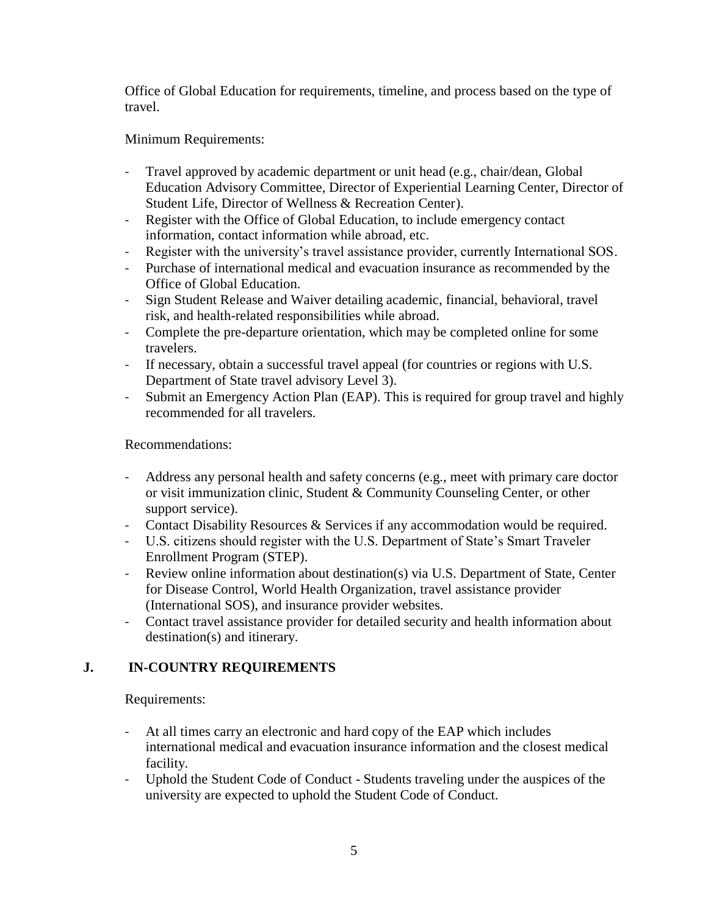Office of Global Education for requirements, timeline, and process based on the type of travel.

Minimum Requirements:

- Travel approved by academic department or unit head (e.g., chair/dean, Global Education Advisory Committee, Director of Experiential Learning Center, Director of Student Life, Director of Wellness & Recreation Center).
- Register with the Office of Global Education, to include emergency contact information, contact information while abroad, etc.
- Register with the university's travel assistance provider, currently International SOS.
- Purchase of international medical and evacuation insurance as recommended by the Office of Global Education.
- Sign Student Release and Waiver detailing academic, financial, behavioral, travel risk, and health-related responsibilities while abroad.
- Complete the pre-departure orientation, which may be completed online for some travelers.
- If necessary, obtain a successful travel appeal (for countries or regions with U.S. Department of State travel advisory Level 3).
- Submit an Emergency Action Plan (EAP). This is required for group travel and highly recommended for all travelers.

Recommendations:

- Address any personal health and safety concerns (e.g., meet with primary care doctor or visit immunization clinic, Student & Community Counseling Center, or other support service).
- Contact Disability Resources & Services if any accommodation would be required.
- U.S. citizens should register with the U.S. Department of State's Smart Traveler Enrollment Program (STEP).
- Review online information about destination(s) via U.S. Department of State, Center for Disease Control, World Health Organization, travel assistance provider (International SOS), and insurance provider websites.
- Contact travel assistance provider for detailed security and health information about destination(s) and itinerary.

## J. IN-COUNTRY REQUIREMENTS

Requirements:

- At all times carry an electronic and hard copy of the EAP which includes international medical and evacuation insurance information and the closest medical facility.
- Uphold the Student Code of Conduct - Students traveling under the auspices of the university are expected to uphold the Student Code of Conduct.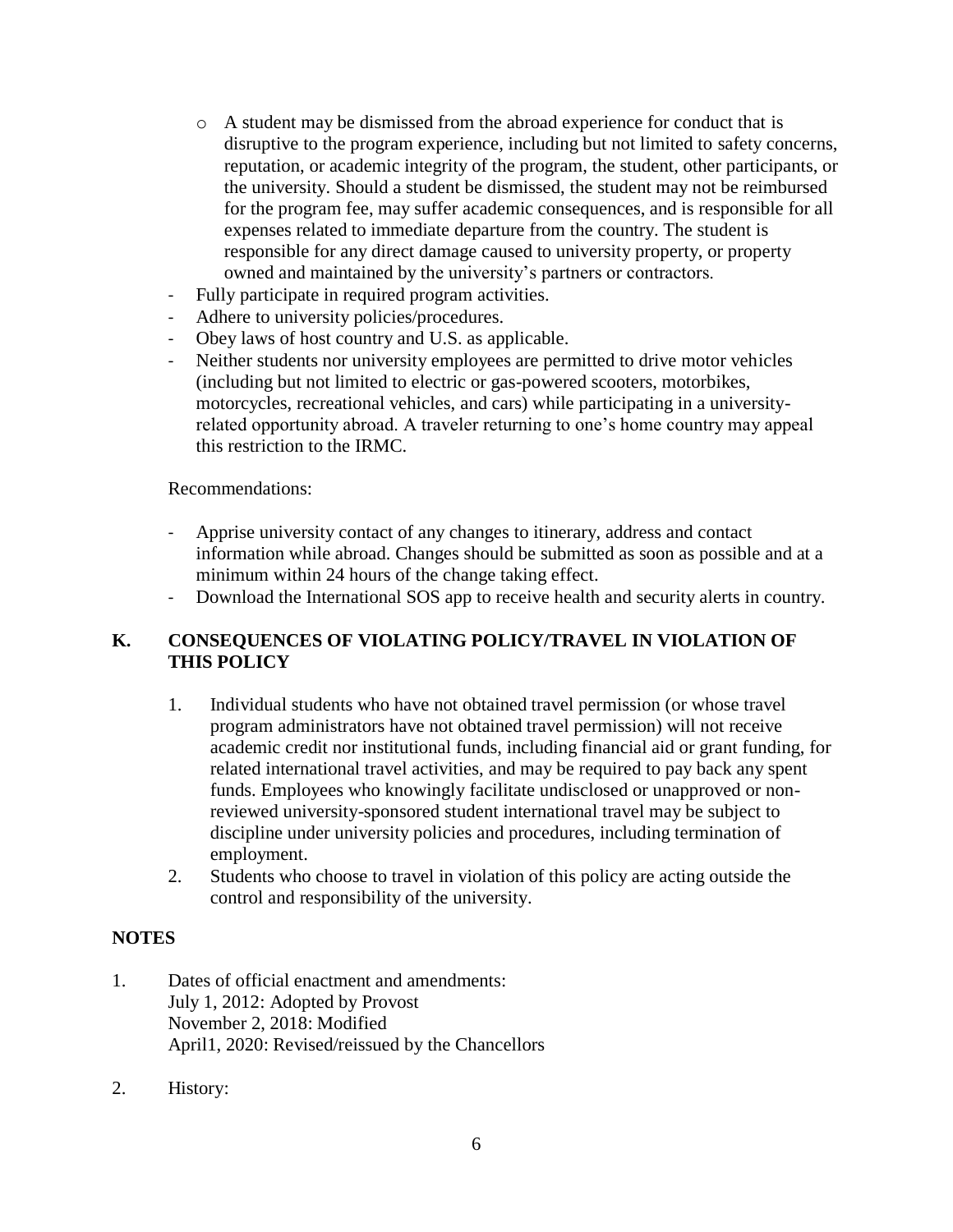- A student may be dismissed from the abroad experience for conduct that is disruptive to the program experience, including but not limited to safety concerns, reputation, or academic integrity of the program, the student, other participants, or the university. Should a student be dismissed, the student may not be reimbursed for the program fee, may suffer academic consequences, and is responsible for all expenses related to immediate departure from the country. The student is responsible for any direct damage caused to university property, or property owned and maintained by the university's partners or contractors.
- Fully participate in required program activities.
- Adhere to university policies/procedures.
- Obey laws of host country and U.S. as applicable.
- Neither students nor university employees are permitted to drive motor vehicles (including but not limited to electric or gas-powered scooters, motorbikes, motorcycles, recreational vehicles, and cars) while participating in a university-related opportunity abroad. A traveler returning to one's home country may appeal this restriction to the IRMC.

Recommendations:

- Apprise university contact of any changes to itinerary, address and contact information while abroad. Changes should be submitted as soon as possible and at a minimum within 24 hours of the change taking effect.
- Download the International SOS app to receive health and security alerts in country.

## K. CONSEQUENCES OF VIOLATING POLICY/TRAVEL IN VIOLATION OF THIS POLICY

1. Individual students who have not obtained travel permission (or whose travel program administrators have not obtained travel permission) will not receive academic credit nor institutional funds, including financial aid or grant funding, for related international travel activities, and may be required to pay back any spent funds. Employees who knowingly facilitate undisclosed or unapproved or non-reviewed university-sponsored student international travel may be subject to discipline under university policies and procedures, including termination of employment.
2. Students who choose to travel in violation of this policy are acting outside the control and responsibility of the university.

## NOTES

1. Dates of official enactment and amendments:
   July 1, 2012: Adopted by Provost
   November 2, 2018: Modified
   April1, 2020: Revised/reissued by the Chancellors

2. History: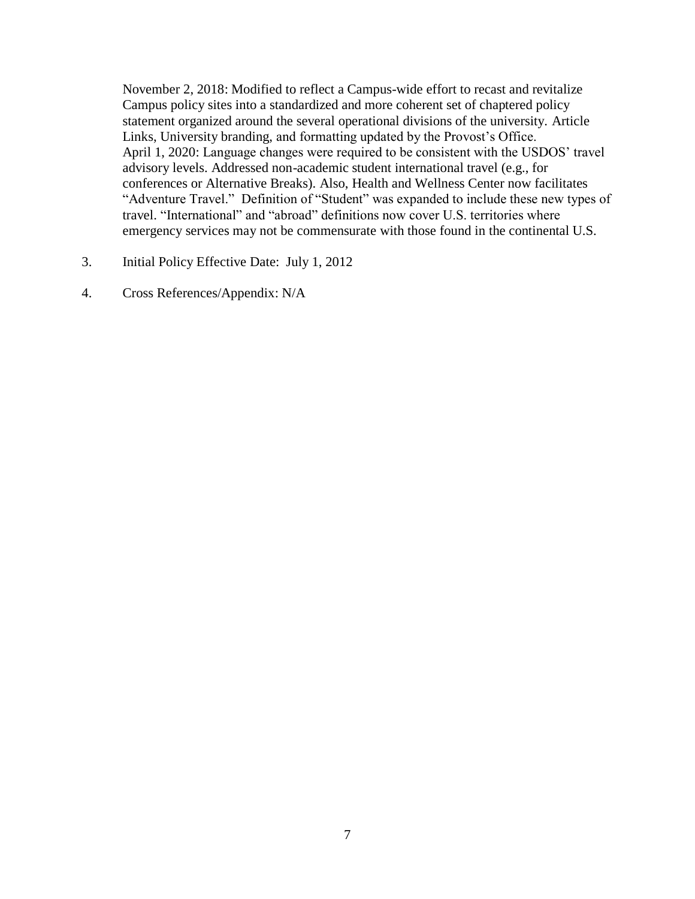November 2, 2018: Modified to reflect a Campus-wide effort to recast and revitalize Campus policy sites into a standardized and more coherent set of chaptered policy statement organized around the several operational divisions of the university. Article Links, University branding, and formatting updated by the Provost's Office.
April 1, 2020: Language changes were required to be consistent with the USDOS' travel advisory levels. Addressed non-academic student international travel (e.g., for conferences or Alternative Breaks). Also, Health and Wellness Center now facilitates "Adventure Travel." Definition of "Student" was expanded to include these new types of travel. "International" and "abroad" definitions now cover U.S. territories where emergency services may not be commensurate with those found in the continental U.S.

3. Initial Policy Effective Date: July 1, 2012

4. Cross References/Appendix: N/A